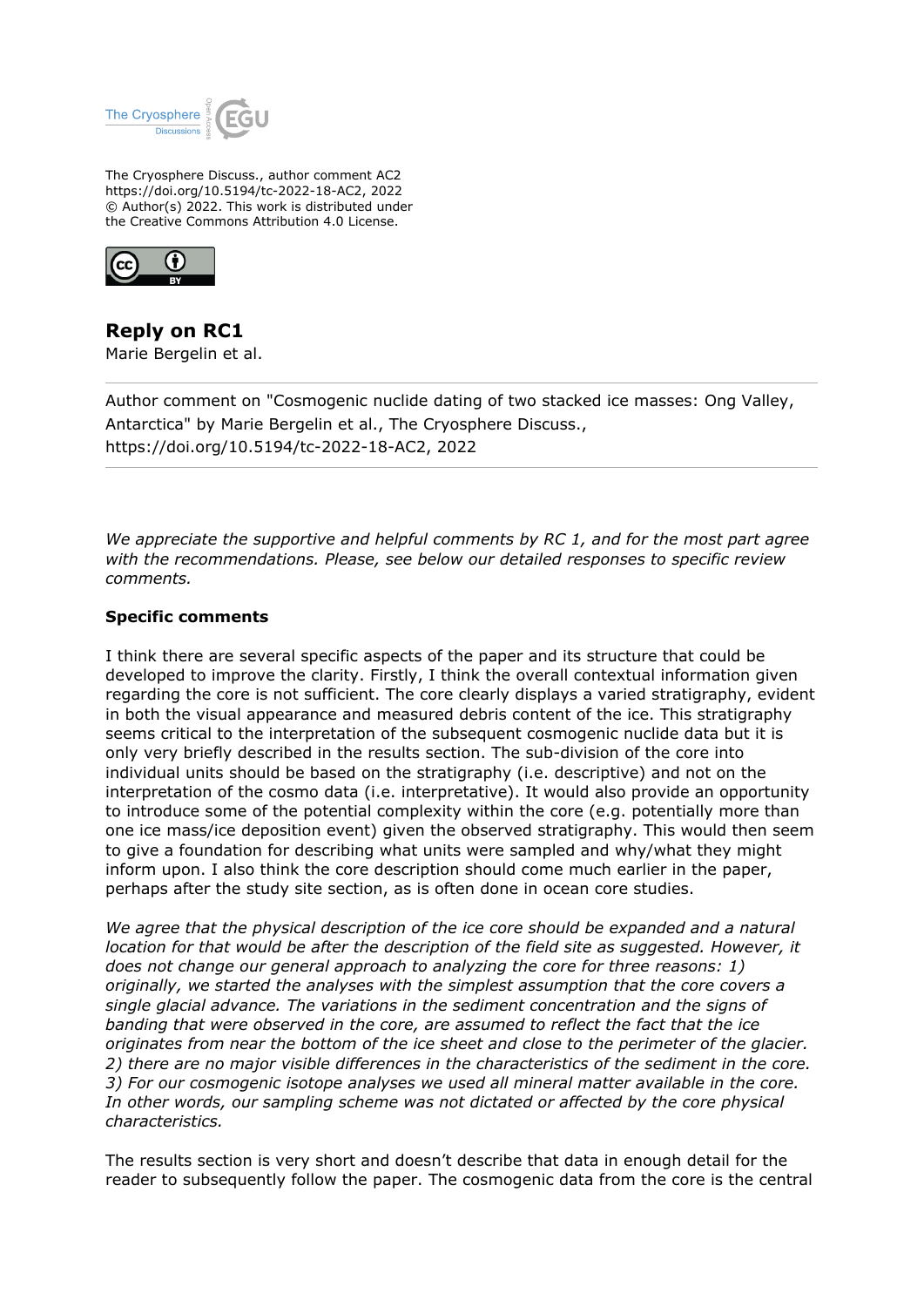The Cryosphere Discuss., author comment AC2
https://doi.org/10.5194/tc-2022-18-AC2, 2022
© Author(s) 2022. This work is distributed under
the Creative Commons Attribution 4.0 License.

## Reply on RC1

Marie Bergelin et al.

---

Author comment on "Cosmogenic nuclide dating of two stacked ice masses: Ong Valley, Antarctica" by Marie Bergelin et al., The Cryosphere Discuss., https://doi.org/10.5194/tc-2022-18-AC2, 2022

---

*We appreciate the supportive and helpful comments by RC 1, and for the most part agree with the recommendations. Please, see below our detailed responses to specific review comments.*

### Specific comments

I think there are several specific aspects of the paper and its structure that could be developed to improve the clarity. Firstly, I think the overall contextual information given regarding the core is not sufficient. The core clearly displays a varied stratigraphy, evident in both the visual appearance and measured debris content of the ice. This stratigraphy seems critical to the interpretation of the subsequent cosmogenic nuclide data but it is only very briefly described in the results section. The sub-division of the core into individual units should be based on the stratigraphy (i.e. descriptive) and not on the interpretation of the cosmo data (i.e. interpretative). It would also provide an opportunity to introduce some of the potential complexity within the core (e.g. potentially more than one ice mass/ice deposition event) given the observed stratigraphy. This would then seem to give a foundation for describing what units were sampled and why/what they might inform upon. I also think the core description should come much earlier in the paper, perhaps after the study site section, as is often done in ocean core studies.

*We agree that the physical description of the ice core should be expanded and a natural location for that would be after the description of the field site as suggested. However, it does not change our general approach to analyzing the core for three reasons: 1) originally, we started the analyses with the simplest assumption that the core covers a single glacial advance. The variations in the sediment concentration and the signs of banding that were observed in the core, are assumed to reflect the fact that the ice originates from near the bottom of the ice sheet and close to the perimeter of the glacier. 2) there are no major visible differences in the characteristics of the sediment in the core. 3) For our cosmogenic isotope analyses we used all mineral matter available in the core. In other words, our sampling scheme was not dictated or affected by the core physical characteristics.*

The results section is very short and doesn't describe that data in enough detail for the reader to subsequently follow the paper. The cosmogenic data from the core is the central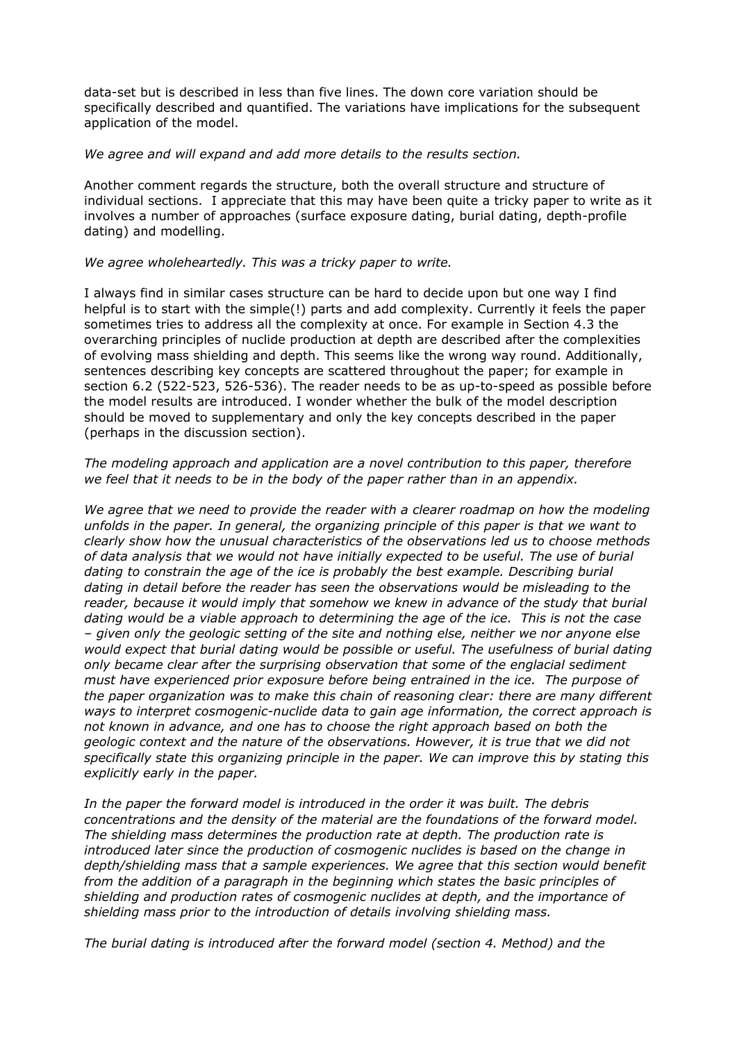data-set but is described in less than five lines. The down core variation should be specifically described and quantified. The variations have implications for the subsequent application of the model.

*We agree and will expand and add more details to the results section.*

Another comment regards the structure, both the overall structure and structure of individual sections. I appreciate that this may have been quite a tricky paper to write as it involves a number of approaches (surface exposure dating, burial dating, depth-profile dating) and modelling.

*We agree wholeheartedly. This was a tricky paper to write.*

I always find in similar cases structure can be hard to decide upon but one way I find helpful is to start with the simple(!) parts and add complexity. Currently it feels the paper sometimes tries to address all the complexity at once. For example in Section 4.3 the overarching principles of nuclide production at depth are described after the complexities of evolving mass shielding and depth. This seems like the wrong way round. Additionally, sentences describing key concepts are scattered throughout the paper; for example in section 6.2 (522-523, 526-536). The reader needs to be as up-to-speed as possible before the model results are introduced. I wonder whether the bulk of the model description should be moved to supplementary and only the key concepts described in the paper (perhaps in the discussion section).

*The modeling approach and application are a novel contribution to this paper, therefore we feel that it needs to be in the body of the paper rather than in an appendix.*

*We agree that we need to provide the reader with a clearer roadmap on how the modeling unfolds in the paper. In general, the organizing principle of this paper is that we want to clearly show how the unusual characteristics of the observations led us to choose methods of data analysis that we would not have initially expected to be useful. The use of burial dating to constrain the age of the ice is probably the best example. Describing burial dating in detail before the reader has seen the observations would be misleading to the reader, because it would imply that somehow we knew in advance of the study that burial dating would be a viable approach to determining the age of the ice. This is not the case – given only the geologic setting of the site and nothing else, neither we nor anyone else would expect that burial dating would be possible or useful. The usefulness of burial dating only became clear after the surprising observation that some of the englacial sediment must have experienced prior exposure before being entrained in the ice. The purpose of the paper organization was to make this chain of reasoning clear: there are many different ways to interpret cosmogenic-nuclide data to gain age information, the correct approach is not known in advance, and one has to choose the right approach based on both the geologic context and the nature of the observations. However, it is true that we did not specifically state this organizing principle in the paper. We can improve this by stating this explicitly early in the paper.*

*In the paper the forward model is introduced in the order it was built. The debris concentrations and the density of the material are the foundations of the forward model. The shielding mass determines the production rate at depth. The production rate is introduced later since the production of cosmogenic nuclides is based on the change in depth/shielding mass that a sample experiences. We agree that this section would benefit from the addition of a paragraph in the beginning which states the basic principles of shielding and production rates of cosmogenic nuclides at depth, and the importance of shielding mass prior to the introduction of details involving shielding mass.*

*The burial dating is introduced after the forward model (section 4. Method) and the*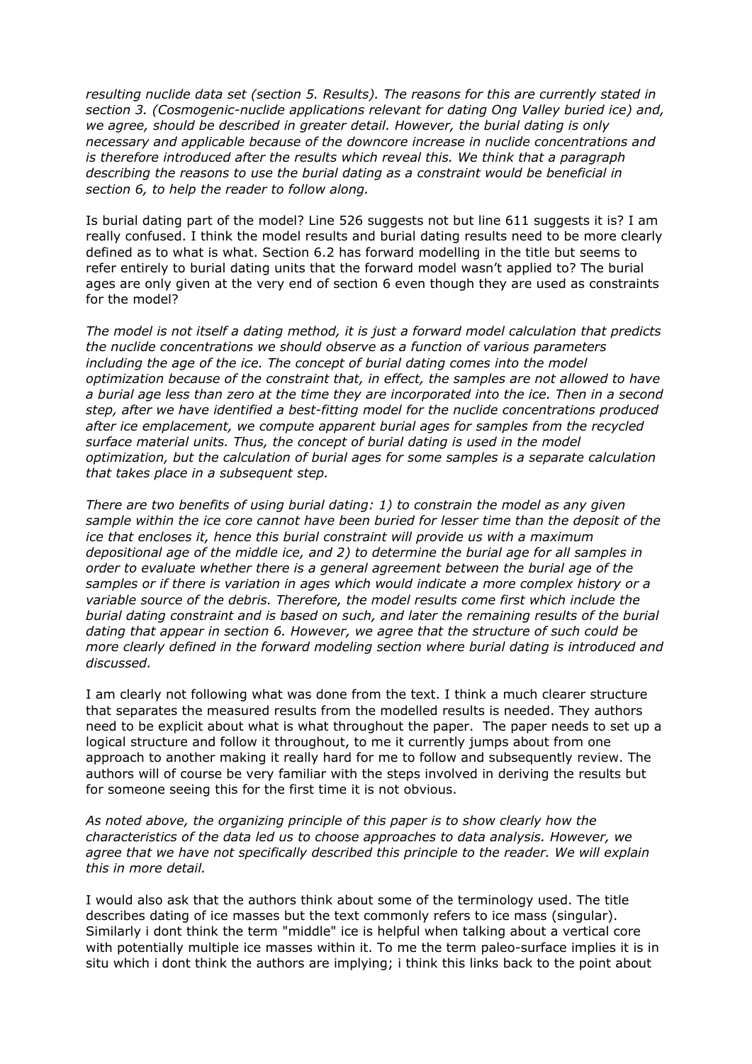*resulting nuclide data set (section 5. Results). The reasons for this are currently stated in section 3. (Cosmogenic-nuclide applications relevant for dating Ong Valley buried ice) and, we agree, should be described in greater detail. However, the burial dating is only necessary and applicable because of the downcore increase in nuclide concentrations and is therefore introduced after the results which reveal this. We think that a paragraph describing the reasons to use the burial dating as a constraint would be beneficial in section 6, to help the reader to follow along.*

Is burial dating part of the model? Line 526 suggests not but line 611 suggests it is? I am really confused. I think the model results and burial dating results need to be more clearly defined as to what is what. Section 6.2 has forward modelling in the title but seems to refer entirely to burial dating units that the forward model wasn't applied to? The burial ages are only given at the very end of section 6 even though they are used as constraints for the model?

*The model is not itself a dating method, it is just a forward model calculation that predicts the nuclide concentrations we should observe as a function of various parameters including the age of the ice. The concept of burial dating comes into the model optimization because of the constraint that, in effect, the samples are not allowed to have a burial age less than zero at the time they are incorporated into the ice. Then in a second step, after we have identified a best-fitting model for the nuclide concentrations produced after ice emplacement, we compute apparent burial ages for samples from the recycled surface material units. Thus, the concept of burial dating is used in the model optimization, but the calculation of burial ages for some samples is a separate calculation that takes place in a subsequent step.*

*There are two benefits of using burial dating: 1) to constrain the model as any given sample within the ice core cannot have been buried for lesser time than the deposit of the ice that encloses it, hence this burial constraint will provide us with a maximum depositional age of the middle ice, and 2) to determine the burial age for all samples in order to evaluate whether there is a general agreement between the burial age of the samples or if there is variation in ages which would indicate a more complex history or a variable source of the debris. Therefore, the model results come first which include the burial dating constraint and is based on such, and later the remaining results of the burial dating that appear in section 6. However, we agree that the structure of such could be more clearly defined in the forward modeling section where burial dating is introduced and discussed.*

I am clearly not following what was done from the text. I think a much clearer structure that separates the measured results from the modelled results is needed. They authors need to be explicit about what is what throughout the paper. The paper needs to set up a logical structure and follow it throughout, to me it currently jumps about from one approach to another making it really hard for me to follow and subsequently review. The authors will of course be very familiar with the steps involved in deriving the results but for someone seeing this for the first time it is not obvious.

*As noted above, the organizing principle of this paper is to show clearly how the characteristics of the data led us to choose approaches to data analysis. However, we agree that we have not specifically described this principle to the reader. We will explain this in more detail.*

I would also ask that the authors think about some of the terminology used. The title describes dating of ice masses but the text commonly refers to ice mass (singular). Similarly i dont think the term "middle" ice is helpful when talking about a vertical core with potentially multiple ice masses within it. To me the term paleo-surface implies it is in situ which i dont think the authors are implying; i think this links back to the point about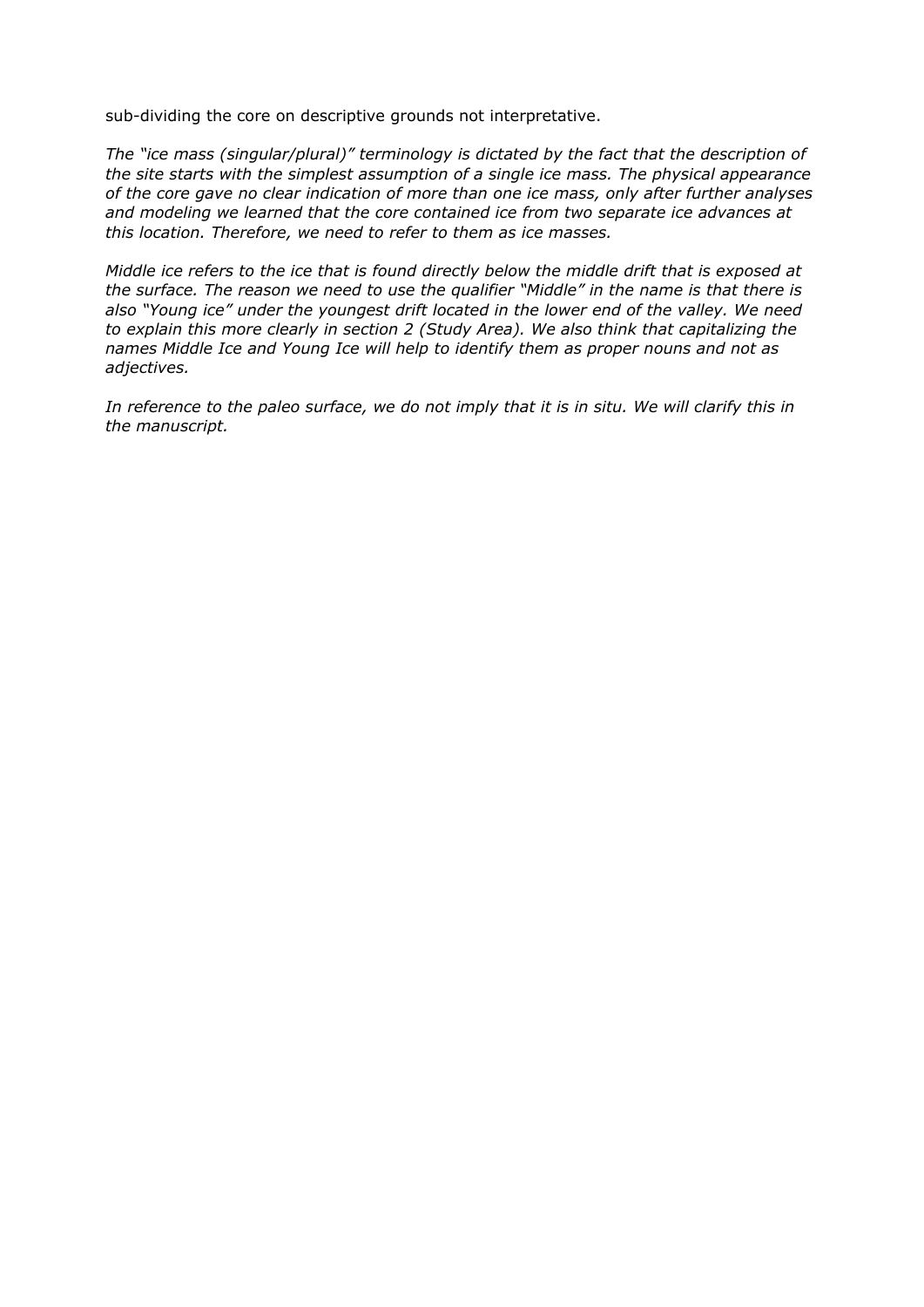sub-dividing the core on descriptive grounds not interpretative.

*The "ice mass (singular/plural)" terminology is dictated by the fact that the description of the site starts with the simplest assumption of a single ice mass. The physical appearance of the core gave no clear indication of more than one ice mass, only after further analyses and modeling we learned that the core contained ice from two separate ice advances at this location. Therefore, we need to refer to them as ice masses.*

*Middle ice refers to the ice that is found directly below the middle drift that is exposed at the surface. The reason we need to use the qualifier "Middle" in the name is that there is also "Young ice" under the youngest drift located in the lower end of the valley. We need to explain this more clearly in section 2 (Study Area). We also think that capitalizing the names Middle Ice and Young Ice will help to identify them as proper nouns and not as adjectives.*

*In reference to the paleo surface, we do not imply that it is in situ. We will clarify this in the manuscript.*